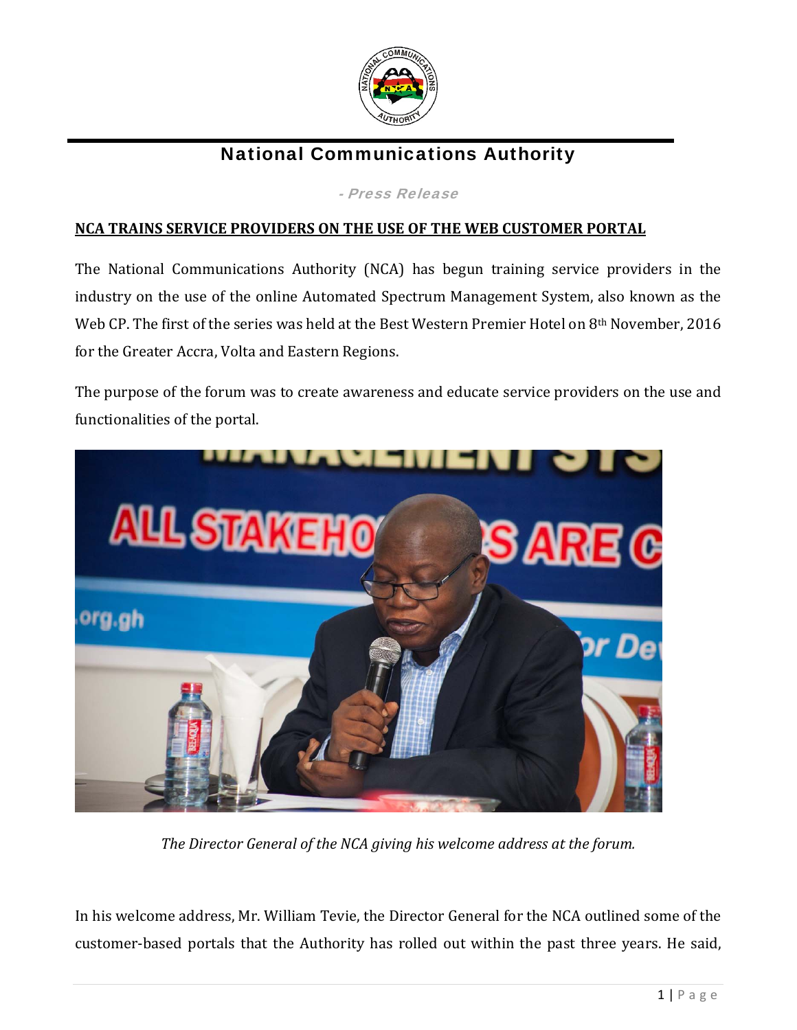# National Communications Authority

*- Press Release*

## NCA TRAINS SERVICE PROVIDERS ON THE USE OF THE WEB CUSTOMER PORTAL

The National Communications Authority (NCA) has begun training service providers in the industry on the use of the online Automated Spectrum Management System, also known as the Web CP. The first of the series was held at the Best Western Premier Hotel on 8th November, 2016 for the Greater Accra, Volta and Eastern Regions.

The purpose of the forum was to create awareness and educate service providers on the use and functionalities of the portal.

*The Director General of the NCA giving his welcome address at the forum.*

In his welcome address, Mr. William Tevie, the Director General for the NCA outlined some of the customer-based portals that the Authority has rolled out within the past three years. He said,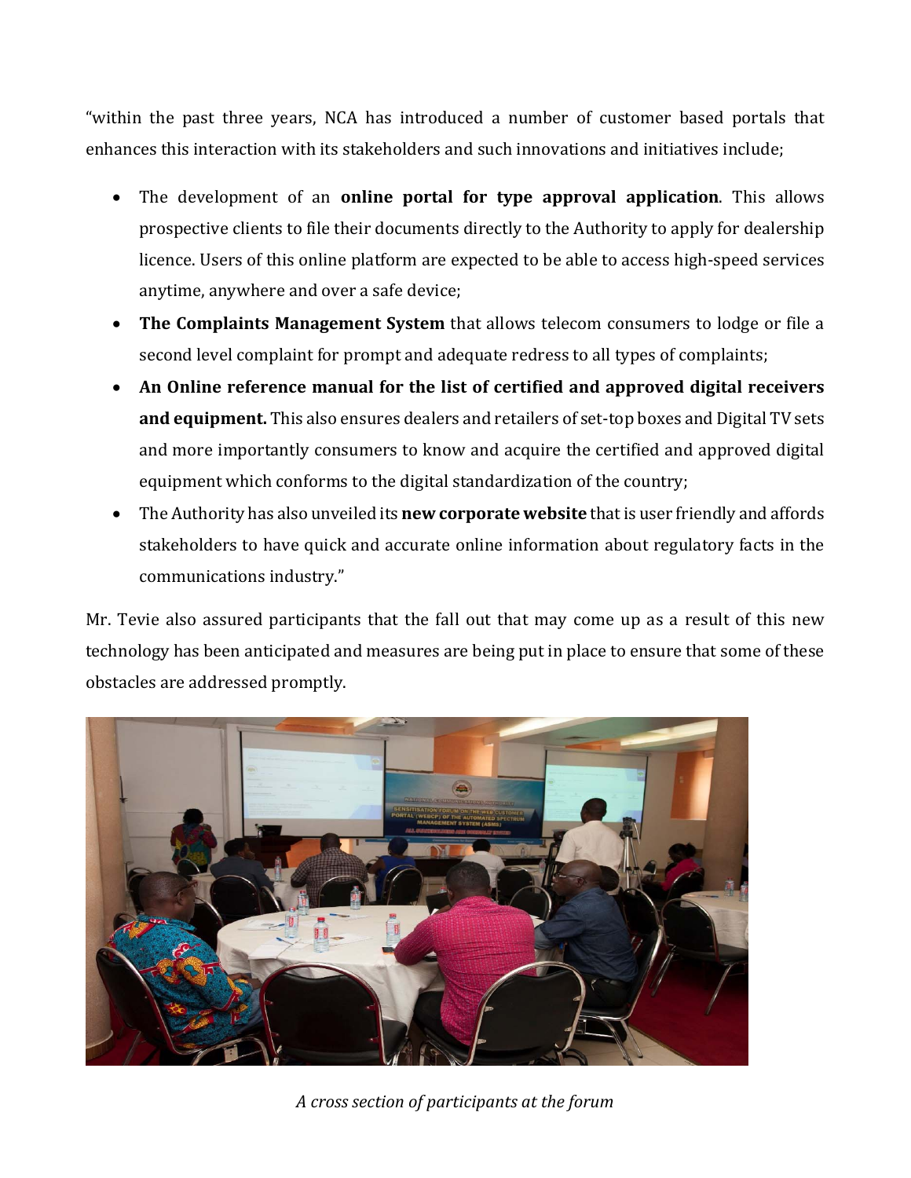"within the past three years, NCA has introduced a number of customer based portals that enhances this interaction with its stakeholders and such innovations and initiatives include;

- The development of an **online portal for type approval application**. This allows prospective clients to file their documents directly to the Authority to apply for dealership licence. Users of this online platform are expected to be able to access high-speed services anytime, anywhere and over a safe device;
- **The Complaints Management System** that allows telecom consumers to lodge or file a second level complaint for prompt and adequate redress to all types of complaints;
- **An Online reference manual for the list of certified and approved digital receivers and equipment.** This also ensures dealers and retailers of set-top boxes and Digital TV sets and more importantly consumers to know and acquire the certified and approved digital equipment which conforms to the digital standardization of the country;
- The Authority has also unveiled its **new corporate website** that is user friendly and affords stakeholders to have quick and accurate online information about regulatory facts in the communications industry."

Mr. Tevie also assured participants that the fall out that may come up as a result of this new technology has been anticipated and measures are being put in place to ensure that some of these obstacles are addressed promptly.

*A cross section of participants at the forum*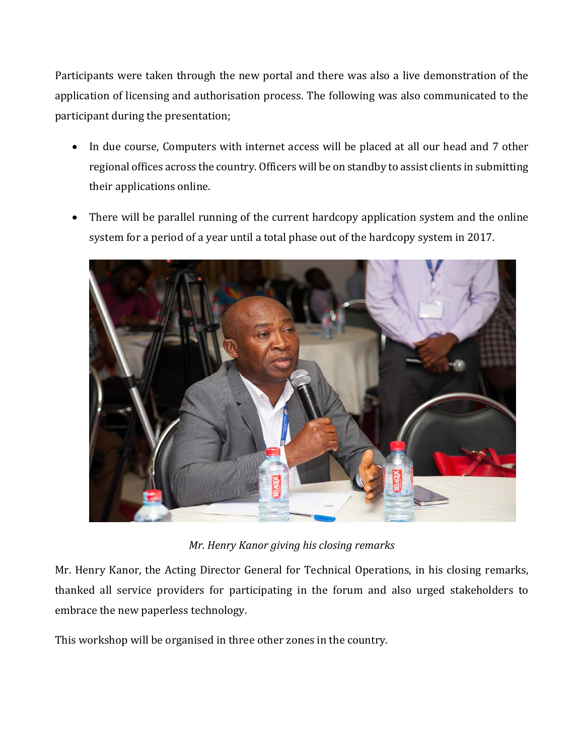Participants were taken through the new portal and there was also a live demonstration of the application of licensing and authorisation process. The following was also communicated to the participant during the presentation;

- In due course, Computers with internet access will be placed at all our head and 7 other regional offices across the country. Officers will be on standby to assist clients in submitting their applications online.
- There will be parallel running of the current hardcopy application system and the online system for a period of a year until a total phase out of the hardcopy system in 2017.

*Mr. Henry Kanor giving his closing remarks*

Mr. Henry Kanor, the Acting Director General for Technical Operations, in his closing remarks, thanked all service providers for participating in the forum and also urged stakeholders to embrace the new paperless technology.

This workshop will be organised in three other zones in the country.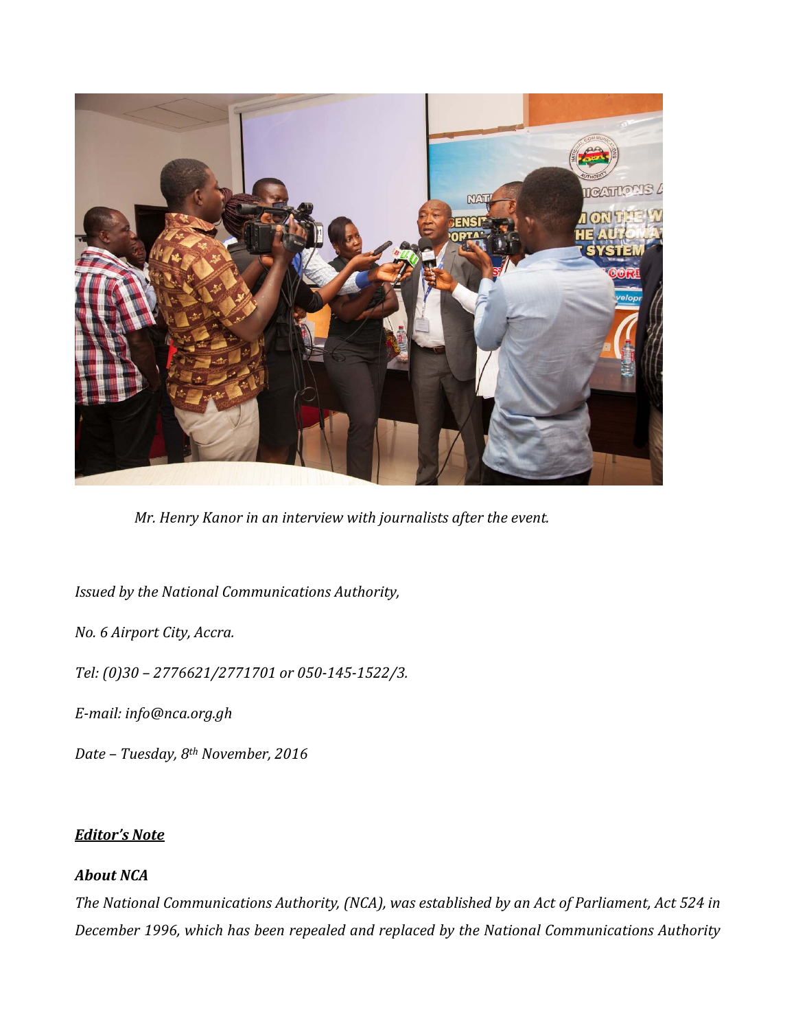*Mr. Henry Kanor in an interview with journalists after the event.*

*Issued by the National Communications Authority,*

*No. 6 Airport City, Accra.*

*Tel: (0)30 – 2776621/2771701 or 050-145-1522/3.*

*E-mail: info@nca.org.gh*

*Date – Tuesday, 8th November, 2016*

***Editor's Note***

***About NCA***

*The National Communications Authority, (NCA), was established by an Act of Parliament, Act 524 in December 1996, which has been repealed and replaced by the National Communications Authority*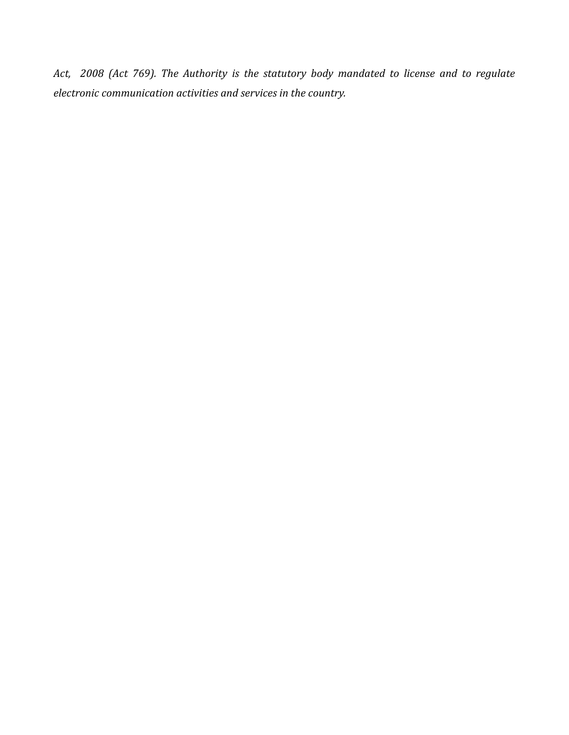*Act, 2008 (Act 769). The Authority is the statutory body mandated to license and to regulate electronic communication activities and services in the country.*